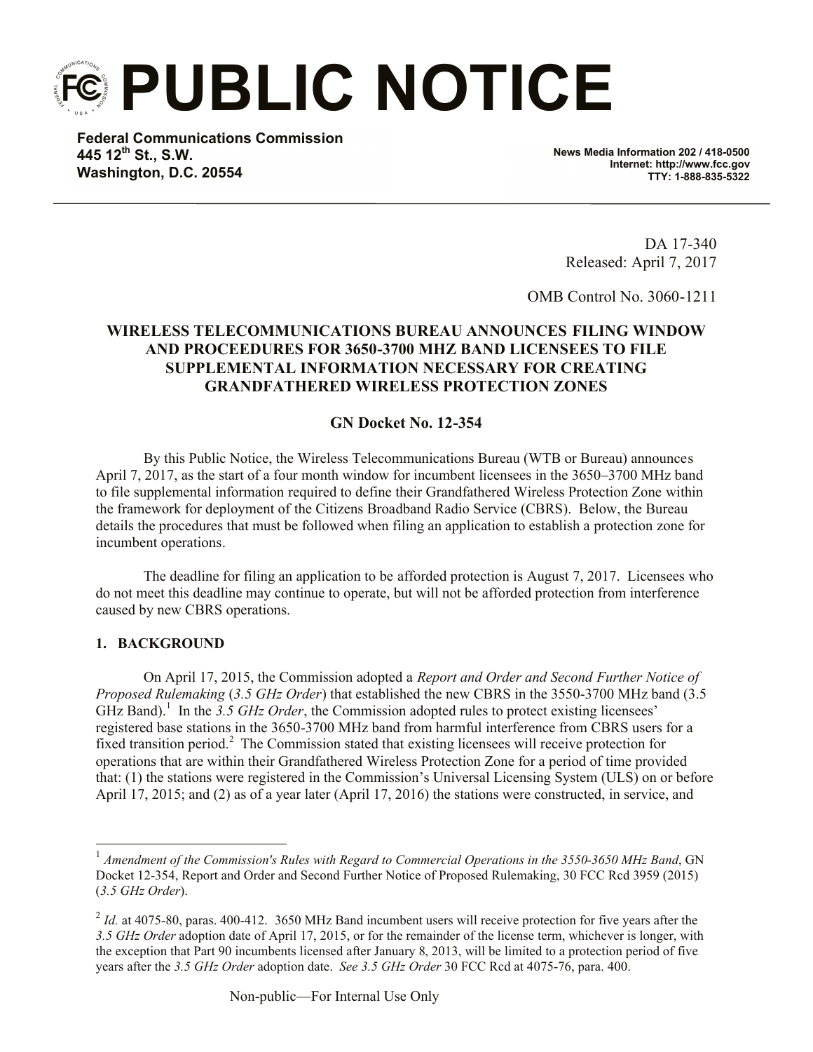# PUBLIC NOTICE

**Federal Communications Commission**
**445 12th St., S.W.**
**Washington, D.C. 20554**

**News Media Information 202 / 418-0500**
**Internet: http://www.fcc.gov**
**TTY: 1-888-835-5322**

DA 17-340
Released: April 7, 2017

OMB Control No. 3060-1211

**WIRELESS TELECOMMUNICATIONS BUREAU ANNOUNCES FILING WINDOW AND PROCEEDURES FOR 3650-3700 MHZ BAND LICENSEES TO FILE SUPPLEMENTAL INFORMATION NECESSARY FOR CREATING GRANDFATHERED WIRELESS PROTECTION ZONES**

**GN Docket No. 12-354**

By this Public Notice, the Wireless Telecommunications Bureau (WTB or Bureau) announces April 7, 2017, as the start of a four month window for incumbent licensees in the 3650–3700 MHz band to file supplemental information required to define their Grandfathered Wireless Protection Zone within the framework for deployment of the Citizens Broadband Radio Service (CBRS). Below, the Bureau details the procedures that must be followed when filing an application to establish a protection zone for incumbent operations.

The deadline for filing an application to be afforded protection is August 7, 2017. Licensees who do not meet this deadline may continue to operate, but will not be afforded protection from interference caused by new CBRS operations.

## 1. BACKGROUND

On April 17, 2015, the Commission adopted a *Report and Order and Second Further Notice of Proposed Rulemaking* (*3.5 GHz Order*) that established the new CBRS in the 3550-3700 MHz band (3.5 GHz Band).[1] In the *3.5 GHz Order*, the Commission adopted rules to protect existing licensees' registered base stations in the 3650-3700 MHz band from harmful interference from CBRS users for a fixed transition period.[2] The Commission stated that existing licensees will receive protection for operations that are within their Grandfathered Wireless Protection Zone for a period of time provided that: (1) the stations were registered in the Commission's Universal Licensing System (ULS) on or before April 17, 2015; and (2) as of a year later (April 17, 2016) the stations were constructed, in service, and

---

[1] *Amendment of the Commission's Rules with Regard to Commercial Operations in the 3550-3650 MHz Band*, GN Docket 12-354, Report and Order and Second Further Notice of Proposed Rulemaking, 30 FCC Rcd 3959 (2015) (*3.5 GHz Order*).

[2] *Id.* at 4075-80, paras. 400-412. 3650 MHz Band incumbent users will receive protection for five years after the *3.5 GHz Order* adoption date of April 17, 2015, or for the remainder of the license term, whichever is longer, with the exception that Part 90 incumbents licensed after January 8, 2013, will be limited to a protection period of five years after the *3.5 GHz Order* adoption date. *See 3.5 GHz Order* 30 FCC Rcd at 4075-76, para. 400.

Non-public—For Internal Use Only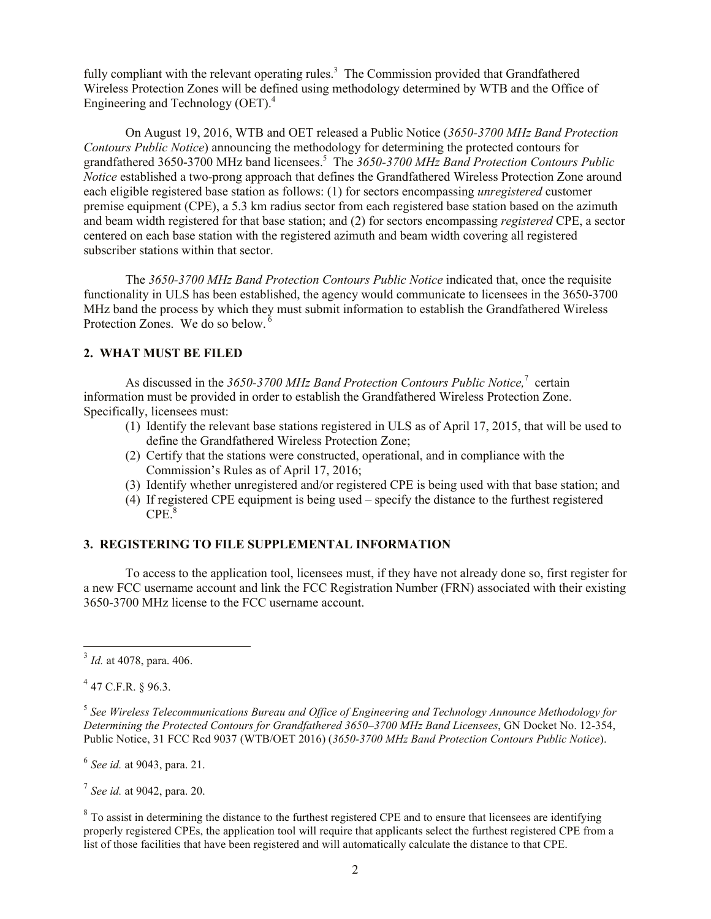fully compliant with the relevant operating rules.[3] The Commission provided that Grandfathered Wireless Protection Zones will be defined using methodology determined by WTB and the Office of Engineering and Technology (OET).[4]

On August 19, 2016, WTB and OET released a Public Notice (*3650-3700 MHz Band Protection Contours Public Notice*) announcing the methodology for determining the protected contours for grandfathered 3650-3700 MHz band licensees.[5] The *3650-3700 MHz Band Protection Contours Public Notice* established a two-prong approach that defines the Grandfathered Wireless Protection Zone around each eligible registered base station as follows: (1) for sectors encompassing *unregistered* customer premise equipment (CPE), a 5.3 km radius sector from each registered base station based on the azimuth and beam width registered for that base station; and (2) for sectors encompassing *registered* CPE, a sector centered on each base station with the registered azimuth and beam width covering all registered subscriber stations within that sector.

The *3650-3700 MHz Band Protection Contours Public Notice* indicated that, once the requisite functionality in ULS has been established, the agency would communicate to licensees in the 3650-3700 MHz band the process by which they must submit information to establish the Grandfathered Wireless Protection Zones. We do so below.[6]

## 2. WHAT MUST BE FILED

As discussed in the *3650-3700 MHz Band Protection Contours Public Notice,*[7] certain information must be provided in order to establish the Grandfathered Wireless Protection Zone. Specifically, licensees must:

(1) Identify the relevant base stations registered in ULS as of April 17, 2015, that will be used to define the Grandfathered Wireless Protection Zone;
(2) Certify that the stations were constructed, operational, and in compliance with the Commission's Rules as of April 17, 2016;
(3) Identify whether unregistered and/or registered CPE is being used with that base station; and
(4) If registered CPE equipment is being used – specify the distance to the furthest registered CPE.[8]

## 3. REGISTERING TO FILE SUPPLEMENTAL INFORMATION

To access to the application tool, licensees must, if they have not already done so, first register for a new FCC username account and link the FCC Registration Number (FRN) associated with their existing 3650-3700 MHz license to the FCC username account.

---

[3] *Id.* at 4078, para. 406.

[4] 47 C.F.R. § 96.3.

[5] *See Wireless Telecommunications Bureau and Office of Engineering and Technology Announce Methodology for Determining the Protected Contours for Grandfathered 3650–3700 MHz Band Licensees*, GN Docket No. 12-354, Public Notice, 31 FCC Rcd 9037 (WTB/OET 2016) (*3650-3700 MHz Band Protection Contours Public Notice*).

[6] *See id.* at 9043, para. 21.

[7] *See id.* at 9042, para. 20.

[8] To assist in determining the distance to the furthest registered CPE and to ensure that licensees are identifying properly registered CPEs, the application tool will require that applicants select the furthest registered CPE from a list of those facilities that have been registered and will automatically calculate the distance to that CPE.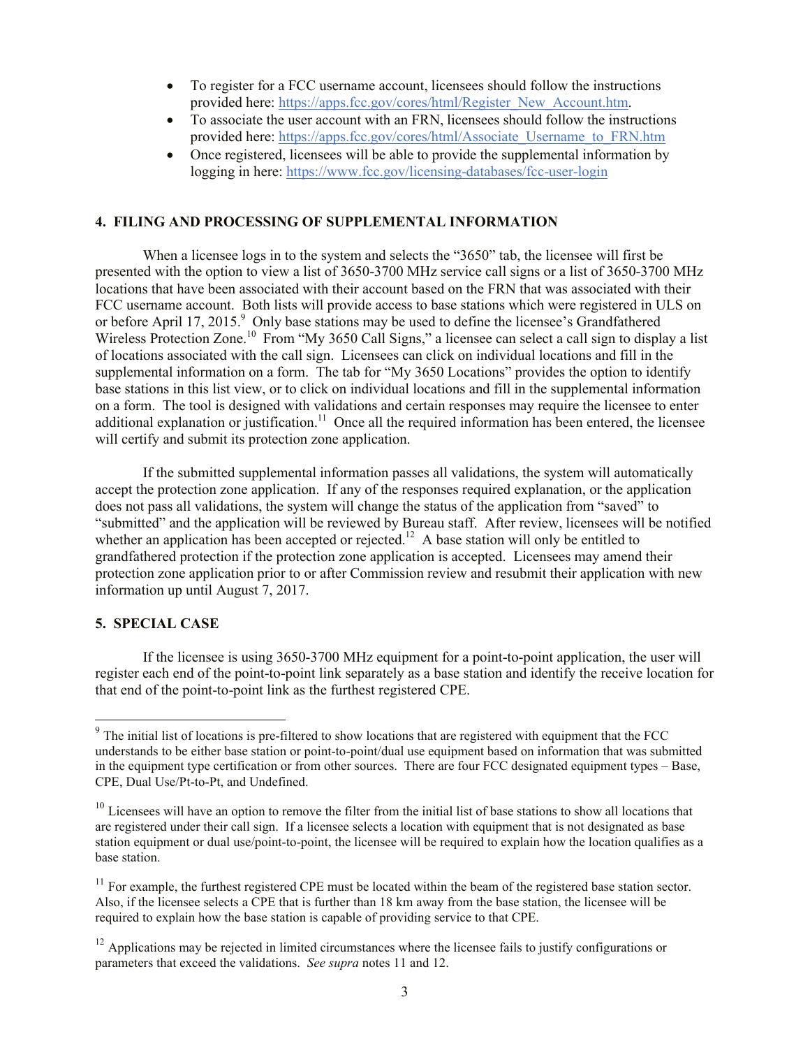- To register for a FCC username account, licensees should follow the instructions provided here: https://apps.fcc.gov/cores/html/Register_New_Account.htm.
- To associate the user account with an FRN, licensees should follow the instructions provided here: https://apps.fcc.gov/cores/html/Associate_Username_to_FRN.htm
- Once registered, licensees will be able to provide the supplemental information by logging in here: https://www.fcc.gov/licensing-databases/fcc-user-login

## 4. FILING AND PROCESSING OF SUPPLEMENTAL INFORMATION

When a licensee logs in to the system and selects the "3650" tab, the licensee will first be presented with the option to view a list of 3650-3700 MHz service call signs or a list of 3650-3700 MHz locations that have been associated with their account based on the FRN that was associated with their FCC username account. Both lists will provide access to base stations which were registered in ULS on or before April 17, 2015.[9] Only base stations may be used to define the licensee's Grandfathered Wireless Protection Zone.[10] From "My 3650 Call Signs," a licensee can select a call sign to display a list of locations associated with the call sign. Licensees can click on individual locations and fill in the supplemental information on a form. The tab for "My 3650 Locations" provides the option to identify base stations in this list view, or to click on individual locations and fill in the supplemental information on a form. The tool is designed with validations and certain responses may require the licensee to enter additional explanation or justification.[11] Once all the required information has been entered, the licensee will certify and submit its protection zone application.

If the submitted supplemental information passes all validations, the system will automatically accept the protection zone application. If any of the responses required explanation, or the application does not pass all validations, the system will change the status of the application from "saved" to "submitted" and the application will be reviewed by Bureau staff. After review, licensees will be notified whether an application has been accepted or rejected.[12] A base station will only be entitled to grandfathered protection if the protection zone application is accepted. Licensees may amend their protection zone application prior to or after Commission review and resubmit their application with new information up until August 7, 2017.

## 5. SPECIAL CASE

If the licensee is using 3650-3700 MHz equipment for a point-to-point application, the user will register each end of the point-to-point link separately as a base station and identify the receive location for that end of the point-to-point link as the furthest registered CPE.

---

[9] The initial list of locations is pre-filtered to show locations that are registered with equipment that the FCC understands to be either base station or point-to-point/dual use equipment based on information that was submitted in the equipment type certification or from other sources. There are four FCC designated equipment types – Base, CPE, Dual Use/Pt-to-Pt, and Undefined.

[10] Licensees will have an option to remove the filter from the initial list of base stations to show all locations that are registered under their call sign. If a licensee selects a location with equipment that is not designated as base station equipment or dual use/point-to-point, the licensee will be required to explain how the location qualifies as a base station.

[11] For example, the furthest registered CPE must be located within the beam of the registered base station sector. Also, if the licensee selects a CPE that is further than 18 km away from the base station, the licensee will be required to explain how the base station is capable of providing service to that CPE.

[12] Applications may be rejected in limited circumstances where the licensee fails to justify configurations or parameters that exceed the validations. *See supra* notes 11 and 12.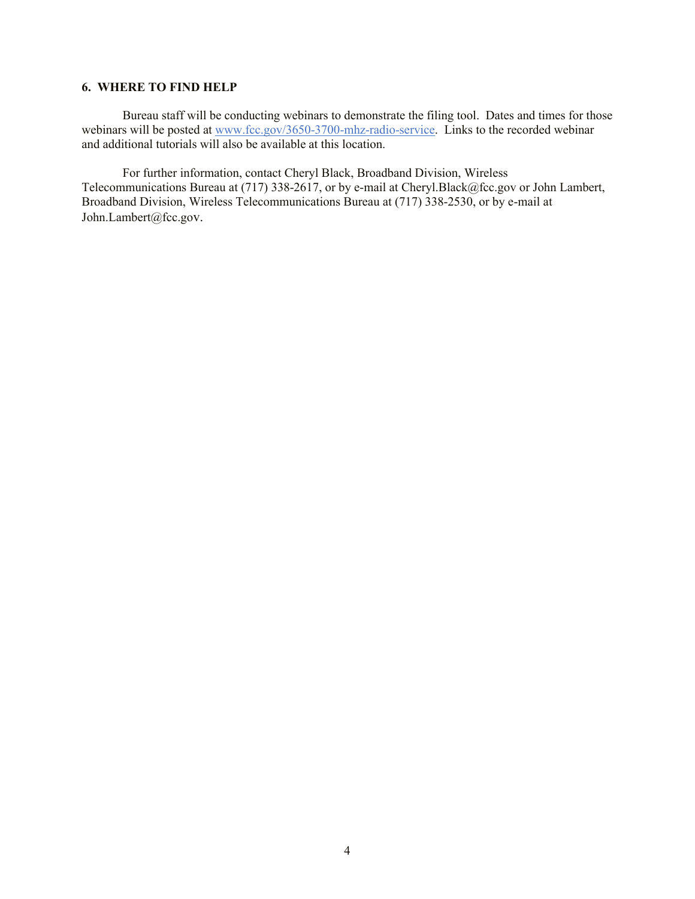## 6. WHERE TO FIND HELP

Bureau staff will be conducting webinars to demonstrate the filing tool. Dates and times for those webinars will be posted at www.fcc.gov/3650-3700-mhz-radio-service. Links to the recorded webinar and additional tutorials will also be available at this location.

For further information, contact Cheryl Black, Broadband Division, Wireless Telecommunications Bureau at (717) 338-2617, or by e-mail at Cheryl.Black@fcc.gov or John Lambert, Broadband Division, Wireless Telecommunications Bureau at (717) 338-2530, or by e-mail at John.Lambert@fcc.gov.